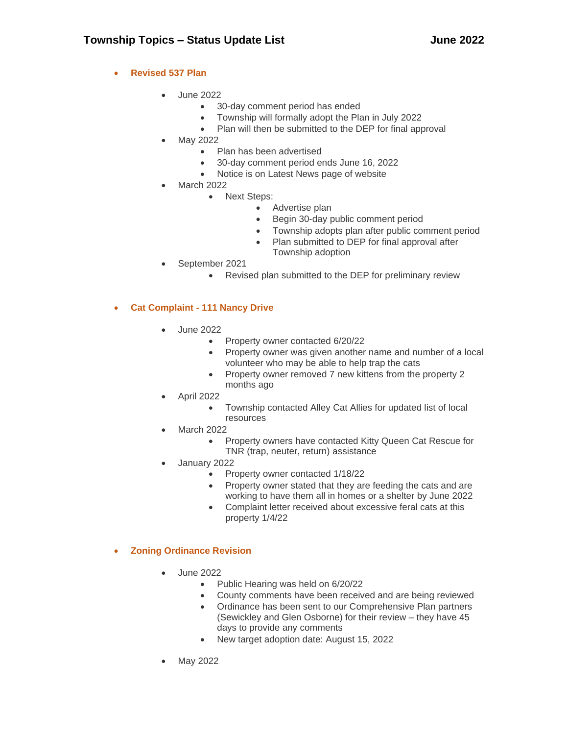# Township Topics – Status Update List — June 2022

- **Revised 537 Plan**

  - June 2022
    - 30-day comment period has ended
    - Township will formally adopt the Plan in July 2022
    - Plan will then be submitted to the DEP for final approval
  - May 2022
    - Plan has been advertised
    - 30-day comment period ends June 16, 2022
    - Notice is on Latest News page of website
  - March 2022
    - Next Steps:
      - Advertise plan
      - Begin 30-day public comment period
      - Township adopts plan after public comment period
      - Plan submitted to DEP for final approval after Township adoption
  - September 2021
    - Revised plan submitted to the DEP for preliminary review

- **Cat Complaint - 111 Nancy Drive**

  - June 2022
    - Property owner contacted 6/20/22
    - Property owner was given another name and number of a local volunteer who may be able to help trap the cats
    - Property owner removed 7 new kittens from the property 2 months ago
  - April 2022
    - Township contacted Alley Cat Allies for updated list of local resources
  - March 2022
    - Property owners have contacted Kitty Queen Cat Rescue for TNR (trap, neuter, return) assistance
  - January 2022
    - Property owner contacted 1/18/22
    - Property owner stated that they are feeding the cats and are working to have them all in homes or a shelter by June 2022
    - Complaint letter received about excessive feral cats at this property 1/4/22

- **Zoning Ordinance Revision**

  - June 2022
    - Public Hearing was held on 6/20/22
    - County comments have been received and are being reviewed
    - Ordinance has been sent to our Comprehensive Plan partners (Sewickley and Glen Osborne) for their review – they have 45 days to provide any comments
    - New target adoption date: August 15, 2022

  - May 2022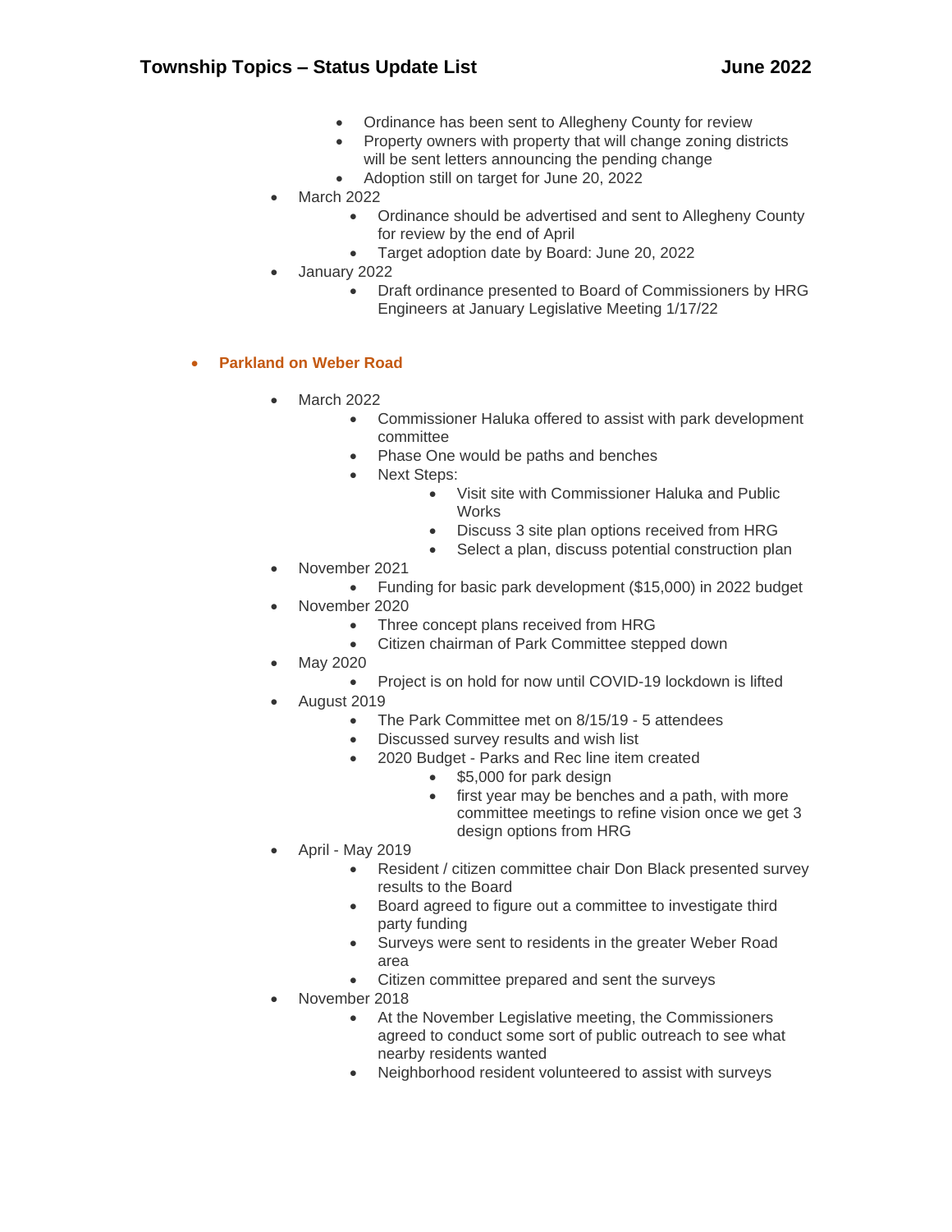- Ordinance has been sent to Allegheny County for review
    - Property owners with property that will change zoning districts will be sent letters announcing the pending change
    - Adoption still on target for June 20, 2022
  - March 2022
    - Ordinance should be advertised and sent to Allegheny County for review by the end of April
    - Target adoption date by Board: June 20, 2022
  - January 2022
    - Draft ordinance presented to Board of Commissioners by HRG Engineers at January Legislative Meeting 1/17/22

- **Parkland on Weber Road**

  - March 2022
    - Commissioner Haluka offered to assist with park development committee
    - Phase One would be paths and benches
    - Next Steps:
      - Visit site with Commissioner Haluka and Public Works
      - Discuss 3 site plan options received from HRG
      - Select a plan, discuss potential construction plan
  - November 2021
    - Funding for basic park development ($15,000) in 2022 budget
  - November 2020
    - Three concept plans received from HRG
    - Citizen chairman of Park Committee stepped down
  - May 2020
    - Project is on hold for now until COVID-19 lockdown is lifted
  - August 2019
    - The Park Committee met on 8/15/19 - 5 attendees
    - Discussed survey results and wish list
    - 2020 Budget - Parks and Rec line item created
      - $5,000 for park design
      - first year may be benches and a path, with more committee meetings to refine vision once we get 3 design options from HRG
  - April - May 2019
    - Resident / citizen committee chair Don Black presented survey results to the Board
    - Board agreed to figure out a committee to investigate third party funding
    - Surveys were sent to residents in the greater Weber Road area
    - Citizen committee prepared and sent the surveys
  - November 2018
    - At the November Legislative meeting, the Commissioners agreed to conduct some sort of public outreach to see what nearby residents wanted
    - Neighborhood resident volunteered to assist with surveys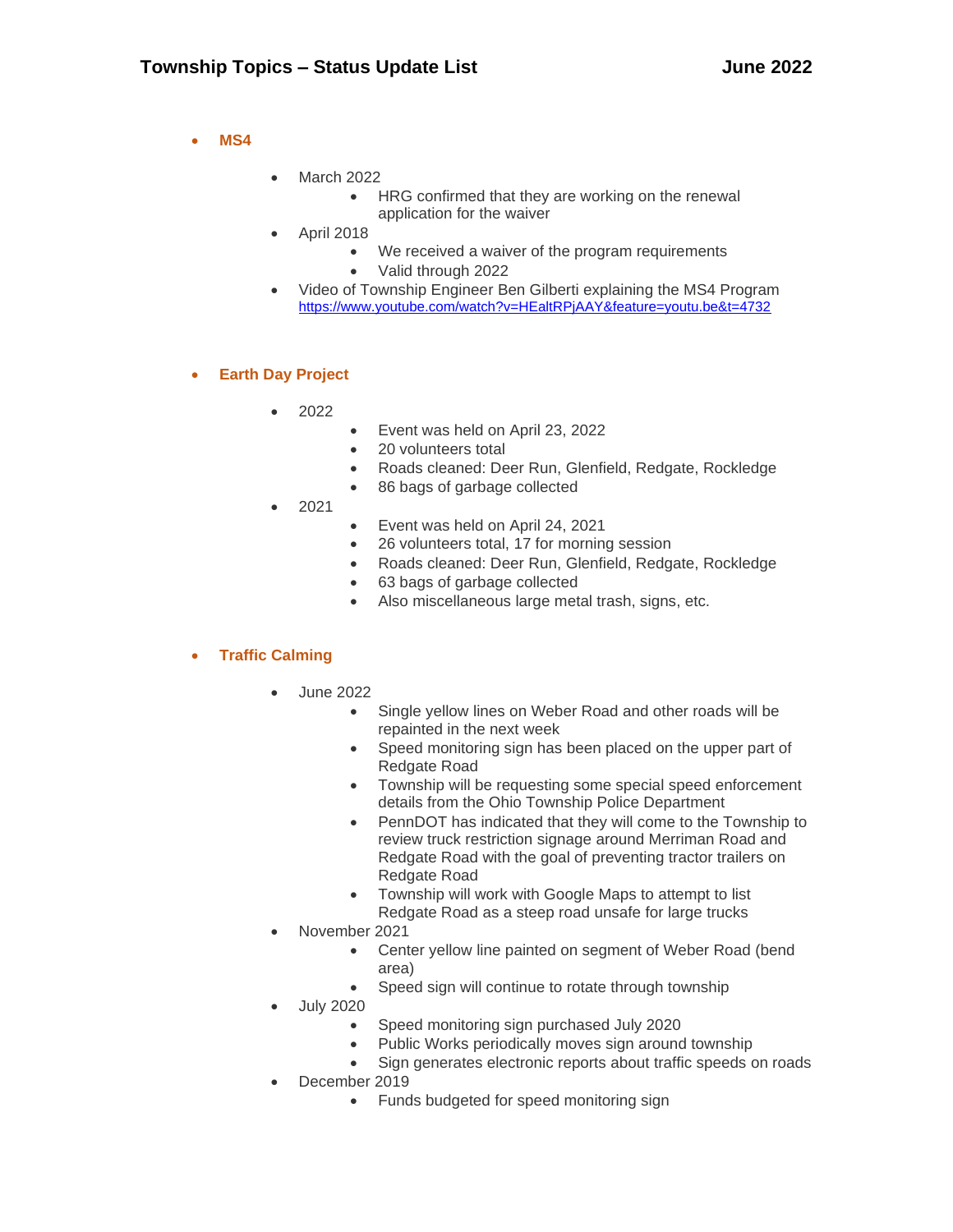- **MS4**

  - March 2022
    - HRG confirmed that they are working on the renewal application for the waiver
  - April 2018
    - We received a waiver of the program requirements
    - Valid through 2022
  - Video of Township Engineer Ben Gilberti explaining the MS4 Program https://www.youtube.com/watch?v=HEaltRPjAAY&feature=youtu.be&t=4732

- **Earth Day Project**

  - 2022
    - Event was held on April 23, 2022
    - 20 volunteers total
    - Roads cleaned: Deer Run, Glenfield, Redgate, Rockledge
    - 86 bags of garbage collected
  - 2021
    - Event was held on April 24, 2021
    - 26 volunteers total, 17 for morning session
    - Roads cleaned: Deer Run, Glenfield, Redgate, Rockledge
    - 63 bags of garbage collected
    - Also miscellaneous large metal trash, signs, etc.

- **Traffic Calming**

  - June 2022
    - Single yellow lines on Weber Road and other roads will be repainted in the next week
    - Speed monitoring sign has been placed on the upper part of Redgate Road
    - Township will be requesting some special speed enforcement details from the Ohio Township Police Department
    - PennDOT has indicated that they will come to the Township to review truck restriction signage around Merriman Road and Redgate Road with the goal of preventing tractor trailers on Redgate Road
    - Township will work with Google Maps to attempt to list Redgate Road as a steep road unsafe for large trucks
  - November 2021
    - Center yellow line painted on segment of Weber Road (bend area)
    - Speed sign will continue to rotate through township
  - July 2020
    - Speed monitoring sign purchased July 2020
    - Public Works periodically moves sign around township
    - Sign generates electronic reports about traffic speeds on roads
  - December 2019
    - Funds budgeted for speed monitoring sign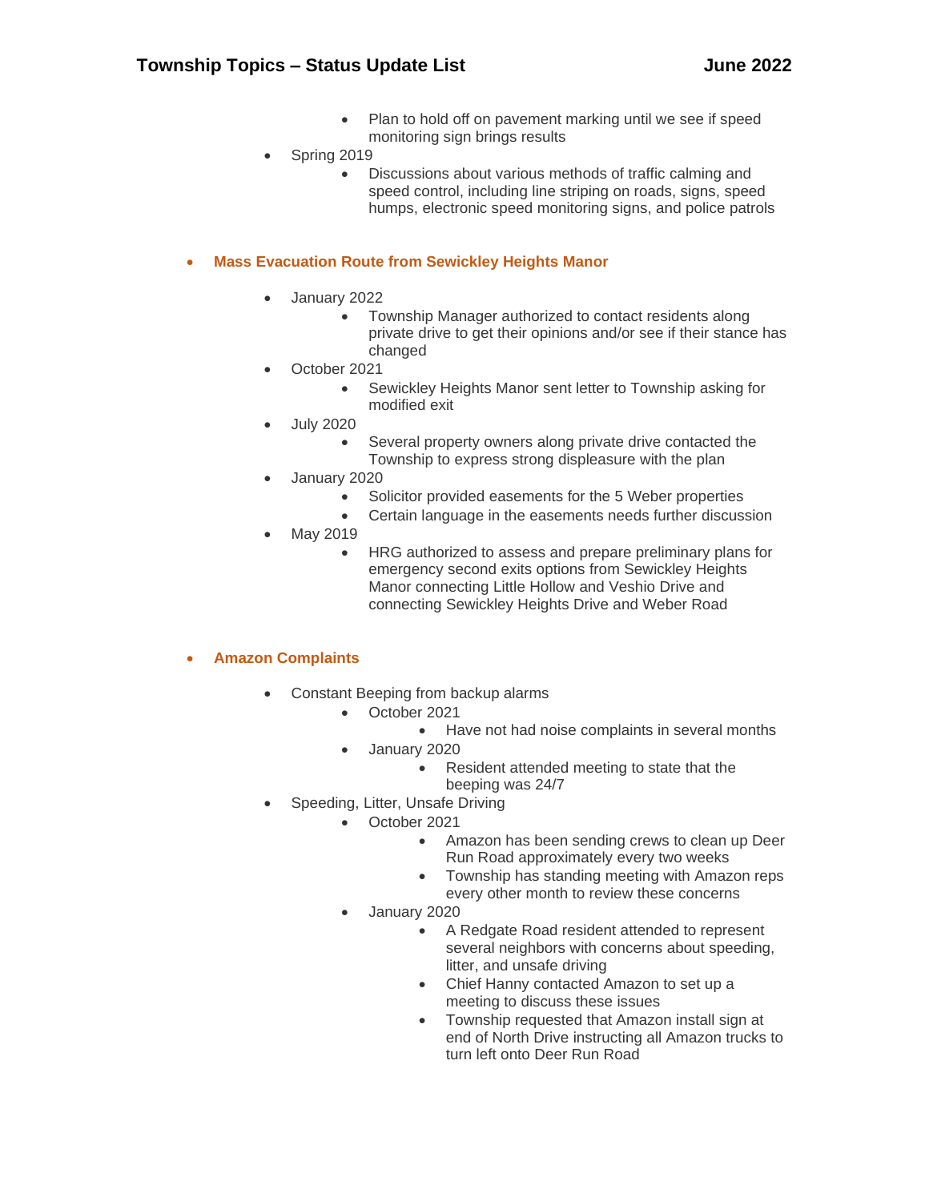- Plan to hold off on pavement marking until we see if speed monitoring sign brings results
    - Spring 2019
        - Discussions about various methods of traffic calming and speed control, including line striping on roads, signs, speed humps, electronic speed monitoring signs, and police patrols

- **Mass Evacuation Route from Sewickley Heights Manor**

    - January 2022
        - Township Manager authorized to contact residents along private drive to get their opinions and/or see if their stance has changed
    - October 2021
        - Sewickley Heights Manor sent letter to Township asking for modified exit
    - July 2020
        - Several property owners along private drive contacted the Township to express strong displeasure with the plan
    - January 2020
        - Solicitor provided easements for the 5 Weber properties
        - Certain language in the easements needs further discussion
    - May 2019
        - HRG authorized to assess and prepare preliminary plans for emergency second exits options from Sewickley Heights Manor connecting Little Hollow and Veshio Drive and connecting Sewickley Heights Drive and Weber Road

- **Amazon Complaints**

    - Constant Beeping from backup alarms
        - October 2021
            - Have not had noise complaints in several months
        - January 2020
            - Resident attended meeting to state that the beeping was 24/7
    - Speeding, Litter, Unsafe Driving
        - October 2021
            - Amazon has been sending crews to clean up Deer Run Road approximately every two weeks
            - Township has standing meeting with Amazon reps every other month to review these concerns
        - January 2020
            - A Redgate Road resident attended to represent several neighbors with concerns about speeding, litter, and unsafe driving
            - Chief Hanny contacted Amazon to set up a meeting to discuss these issues
            - Township requested that Amazon install sign at end of North Drive instructing all Amazon trucks to turn left onto Deer Run Road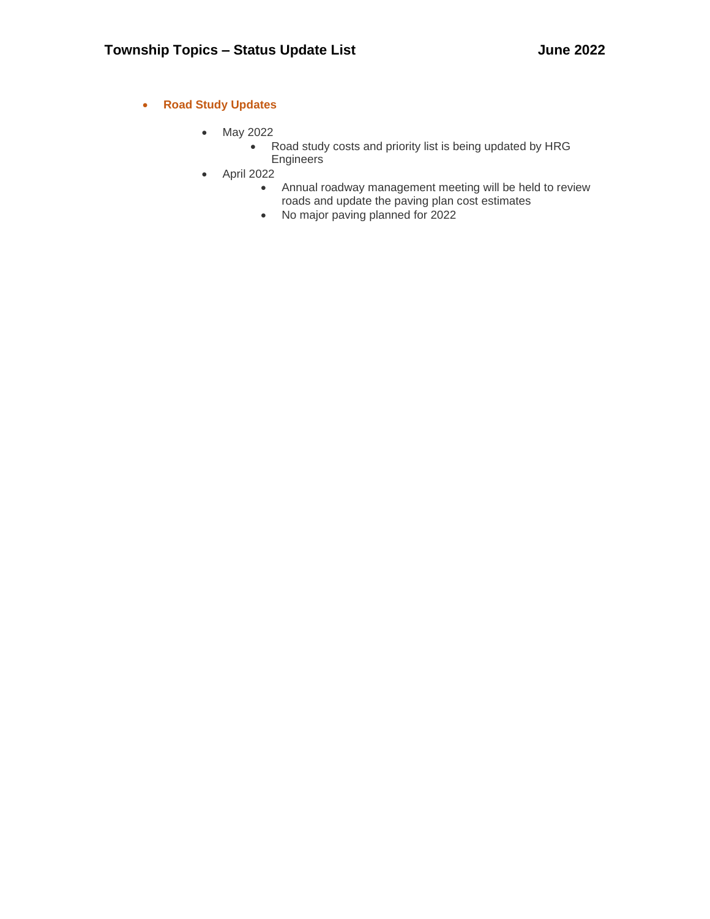- **Road Study Updates**
    - May 2022
        - Road study costs and priority list is being updated by HRG Engineers
    - April 2022
        - Annual roadway management meeting will be held to review roads and update the paving plan cost estimates
        - No major paving planned for 2022